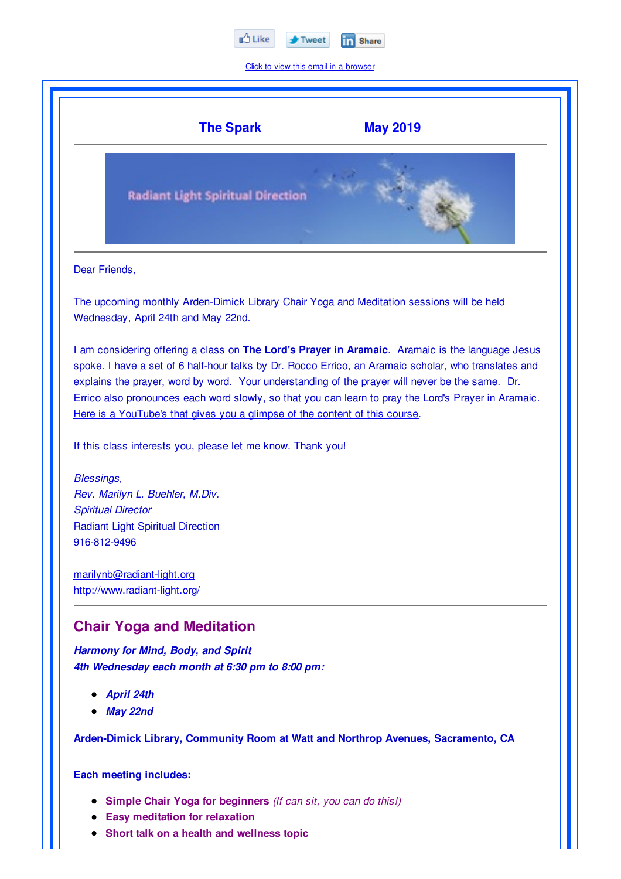Like Tweet Share

Click to view this email in a browser

**The Spark** **May 2019**

Radiant Light Spiritual Direction

Dear Friends,

The upcoming monthly Arden-Dimick Library Chair Yoga and Meditation sessions will be held Wednesday, April 24th and May 22nd.

I am considering offering a class on **The Lord's Prayer in Aramaic**. Aramaic is the language Jesus spoke. I have a set of 6 half-hour talks by Dr. Rocco Errico, an Aramaic scholar, who translates and explains the prayer, word by word. Your understanding of the prayer will never be the same. Dr. Errico also pronounces each word slowly, so that you can learn to pray the Lord's Prayer in Aramaic. Here is a YouTube's that gives you a glimpse of the content of this course.

If this class interests you, please let me know. Thank you!

*Blessings,*
*Rev. Marilyn L. Buehler, M.Div.*
*Spiritual Director*
Radiant Light Spiritual Direction
916-812-9496

marilynb@radiant-light.org
http://www.radiant-light.org/

## Chair Yoga and Meditation

***Harmony for Mind, Body, and Spirit***
***4th Wednesday each month at 6:30 pm to 8:00 pm:***

- ***April 24th***
- ***May 22nd***

**Arden-Dimick Library, Community Room at Watt and Northrop Avenues, Sacramento, CA**

**Each meeting includes:**

- **Simple Chair Yoga for beginners** *(If can sit, you can do this!)*
- **Easy meditation for relaxation**
- **Short talk on a health and wellness topic**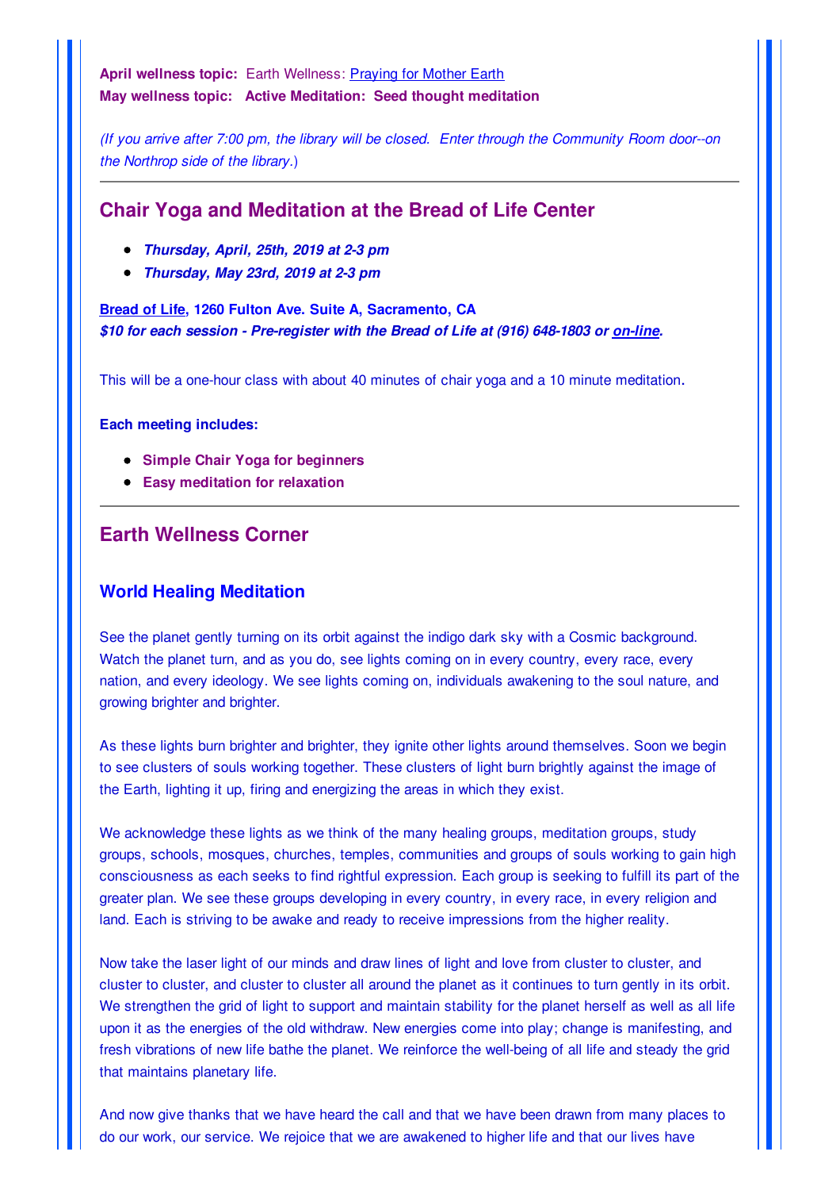**April wellness topic:** Earth Wellness: Praying for Mother Earth
**May wellness topic: Active Meditation: Seed thought meditation**

*(If you arrive after 7:00 pm, the library will be closed. Enter through the Community Room door--on the Northrop side of the library.)*

---

## Chair Yoga and Meditation at the Bread of Life Center

- ***Thursday, April, 25th, 2019 at 2-3 pm***
- ***Thursday, May 23rd, 2019 at 2-3 pm***

**Bread of Life, 1260 Fulton Ave. Suite A, Sacramento, CA**
***$10 for each session - Pre-register with the Bread of Life at (916) 648-1803 or on-line.***

This will be a one-hour class with about 40 minutes of chair yoga and a 10 minute meditation.

**Each meeting includes:**

- **Simple Chair Yoga for beginners**
- **Easy meditation for relaxation**

---

## Earth Wellness Corner

### World Healing Meditation

See the planet gently turning on its orbit against the indigo dark sky with a Cosmic background. Watch the planet turn, and as you do, see lights coming on in every country, every race, every nation, and every ideology. We see lights coming on, individuals awakening to the soul nature, and growing brighter and brighter.

As these lights burn brighter and brighter, they ignite other lights around themselves. Soon we begin to see clusters of souls working together. These clusters of light burn brightly against the image of the Earth, lighting it up, firing and energizing the areas in which they exist.

We acknowledge these lights as we think of the many healing groups, meditation groups, study groups, schools, mosques, churches, temples, communities and groups of souls working to gain high consciousness as each seeks to find rightful expression. Each group is seeking to fulfill its part of the greater plan. We see these groups developing in every country, in every race, in every religion and land. Each is striving to be awake and ready to receive impressions from the higher reality.

Now take the laser light of our minds and draw lines of light and love from cluster to cluster, and cluster to cluster, and cluster to cluster all around the planet as it continues to turn gently in its orbit. We strengthen the grid of light to support and maintain stability for the planet herself as well as all life upon it as the energies of the old withdraw. New energies come into play; change is manifesting, and fresh vibrations of new life bathe the planet. We reinforce the well-being of all life and steady the grid that maintains planetary life.

And now give thanks that we have heard the call and that we have been drawn from many places to do our work, our service. We rejoice that we are awakened to higher life and that our lives have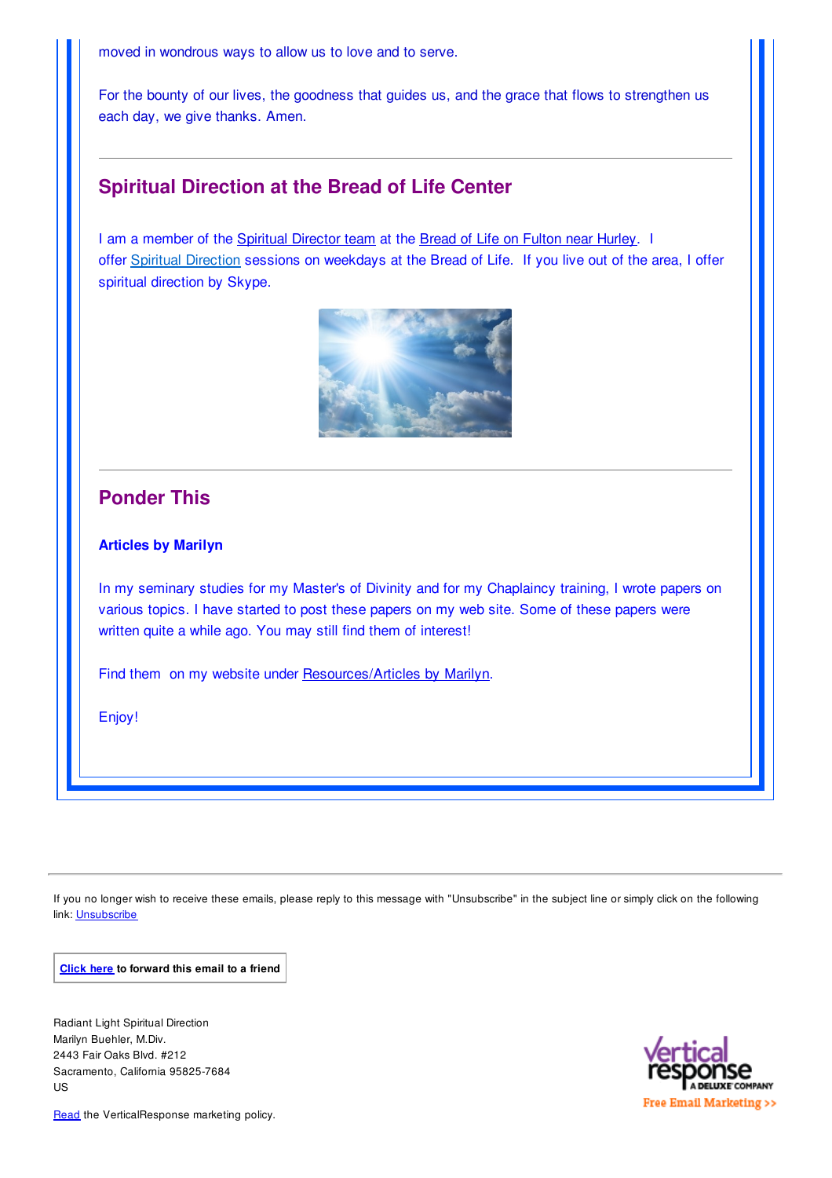moved in wondrous ways to allow us to love and to serve.

For the bounty of our lives, the goodness that guides us, and the grace that flows to strengthen us each day, we give thanks. Amen.

---

## Spiritual Direction at the Bread of Life Center

I am a member of the Spiritual Director team at the Bread of Life on Fulton near Hurley. I offer Spiritual Direction sessions on weekdays at the Bread of Life. If you live out of the area, I offer spiritual direction by Skype.

---

## Ponder This

**Articles by Marilyn**

In my seminary studies for my Master's of Divinity and for my Chaplaincy training, I wrote papers on various topics. I have started to post these papers on my web site. Some of these papers were written quite a while ago. You may still find them of interest!

Find them on my website under Resources/Articles by Marilyn.

Enjoy!

---

If you no longer wish to receive these emails, please reply to this message with "Unsubscribe" in the subject line or simply click on the following link: Unsubscribe

**Click here to forward this email to a friend**

Radiant Light Spiritual Direction
Marilyn Buehler, M.Div.
2443 Fair Oaks Blvd. #212
Sacramento, California 95825-7684
US

Read the VerticalResponse marketing policy.

Vertical response A DELUXE COMPANY
Free Email Marketing >>